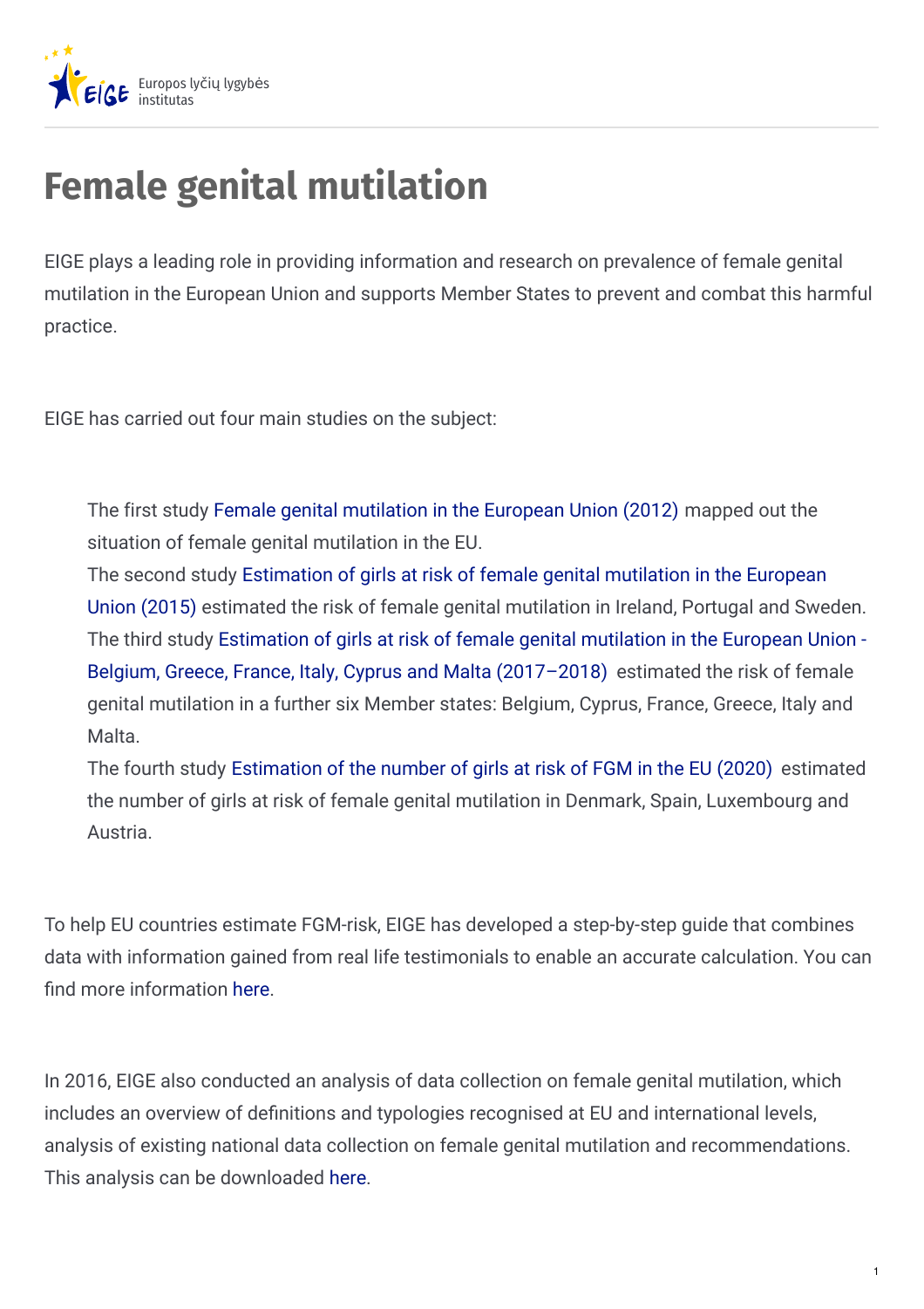# Female genital mutilation

EIGE plays a leading role in providing information and research on prevalence of female genital mutilation in the European Union and supports Member States to prevent and combat this harmful practice.

EIGE has carried out four main studies on the subject:

The first study Female genital mutilation in the European Union (2012) mapped out the situation of female genital mutilation in the EU.
The second study Estimation of girls at risk of female genital mutilation in the European Union (2015) estimated the risk of female genital mutilation in Ireland, Portugal and Sweden.
The third study Estimation of girls at risk of female genital mutilation in the European Union - Belgium, Greece, France, Italy, Cyprus and Malta (2017–2018) estimated the risk of female genital mutilation in a further six Member states: Belgium, Cyprus, France, Greece, Italy and Malta.
The fourth study Estimation of the number of girls at risk of FGM in the EU (2020) estimated the number of girls at risk of female genital mutilation in Denmark, Spain, Luxembourg and Austria.

To help EU countries estimate FGM-risk, EIGE has developed a step-by-step guide that combines data with information gained from real life testimonials to enable an accurate calculation. You can find more information here.

In 2016, EIGE also conducted an analysis of data collection on female genital mutilation, which includes an overview of definitions and typologies recognised at EU and international levels, analysis of existing national data collection on female genital mutilation and recommendations. This analysis can be downloaded here.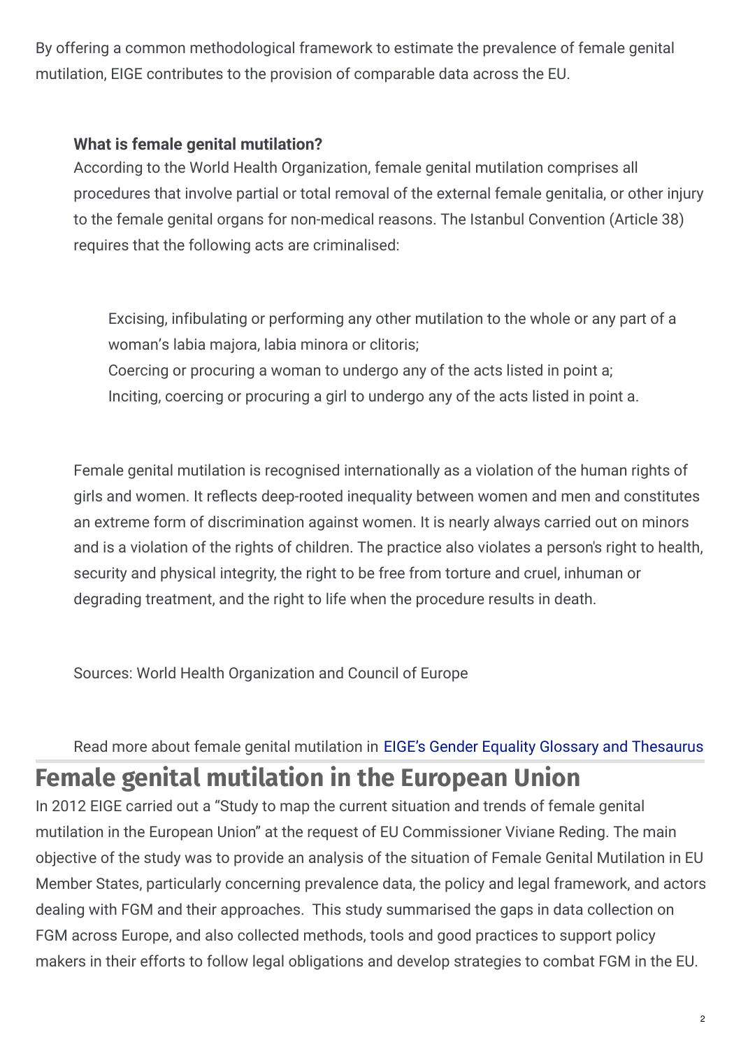By offering a common methodological framework to estimate the prevalence of female genital mutilation, EIGE contributes to the provision of comparable data across the EU.

**What is female genital mutilation?**

According to the World Health Organization, female genital mutilation comprises all procedures that involve partial or total removal of the external female genitalia, or other injury to the female genital organs for non-medical reasons. The Istanbul Convention (Article 38) requires that the following acts are criminalised:

Excising, infibulating or performing any other mutilation to the whole or any part of a woman's labia majora, labia minora or clitoris;
Coercing or procuring a woman to undergo any of the acts listed in point a;
Inciting, coercing or procuring a girl to undergo any of the acts listed in point a.

Female genital mutilation is recognised internationally as a violation of the human rights of girls and women. It reflects deep-rooted inequality between women and men and constitutes an extreme form of discrimination against women. It is nearly always carried out on minors and is a violation of the rights of children. The practice also violates a person's right to health, security and physical integrity, the right to be free from torture and cruel, inhuman or degrading treatment, and the right to life when the procedure results in death.

Sources: World Health Organization and Council of Europe

Read more about female genital mutilation in EIGE's Gender Equality Glossary and Thesaurus

## Female genital mutilation in the European Union

In 2012 EIGE carried out a "Study to map the current situation and trends of female genital mutilation in the European Union" at the request of EU Commissioner Viviane Reding. The main objective of the study was to provide an analysis of the situation of Female Genital Mutilation in EU Member States, particularly concerning prevalence data, the policy and legal framework, and actors dealing with FGM and their approaches. This study summarised the gaps in data collection on FGM across Europe, and also collected methods, tools and good practices to support policy makers in their efforts to follow legal obligations and develop strategies to combat FGM in the EU.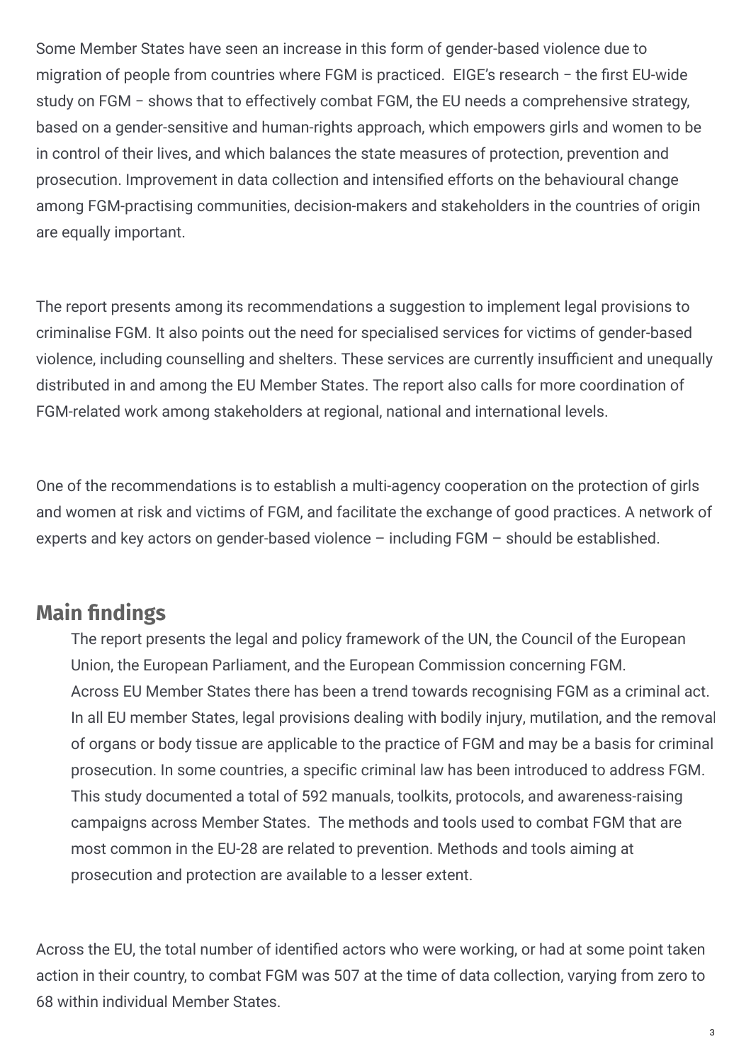Some Member States have seen an increase in this form of gender-based violence due to migration of people from countries where FGM is practiced. EIGE's research – the first EU-wide study on FGM – shows that to effectively combat FGM, the EU needs a comprehensive strategy, based on a gender-sensitive and human-rights approach, which empowers girls and women to be in control of their lives, and which balances the state measures of protection, prevention and prosecution. Improvement in data collection and intensified efforts on the behavioural change among FGM-practising communities, decision-makers and stakeholders in the countries of origin are equally important.

The report presents among its recommendations a suggestion to implement legal provisions to criminalise FGM. It also points out the need for specialised services for victims of gender-based violence, including counselling and shelters. These services are currently insufficient and unequally distributed in and among the EU Member States. The report also calls for more coordination of FGM-related work among stakeholders at regional, national and international levels.

One of the recommendations is to establish a multi-agency cooperation on the protection of girls and women at risk and victims of FGM, and facilitate the exchange of good practices. A network of experts and key actors on gender-based violence – including FGM – should be established.

## Main findings

The report presents the legal and policy framework of the UN, the Council of the European Union, the European Parliament, and the European Commission concerning FGM.
Across EU Member States there has been a trend towards recognising FGM as a criminal act. In all EU member States, legal provisions dealing with bodily injury, mutilation, and the removal of organs or body tissue are applicable to the practice of FGM and may be a basis for criminal prosecution. In some countries, a specific criminal law has been introduced to address FGM.
This study documented a total of 592 manuals, toolkits, protocols, and awareness-raising campaigns across Member States. The methods and tools used to combat FGM that are most common in the EU-28 are related to prevention. Methods and tools aiming at prosecution and protection are available to a lesser extent.

Across the EU, the total number of identified actors who were working, or had at some point taken action in their country, to combat FGM was 507 at the time of data collection, varying from zero to 68 within individual Member States.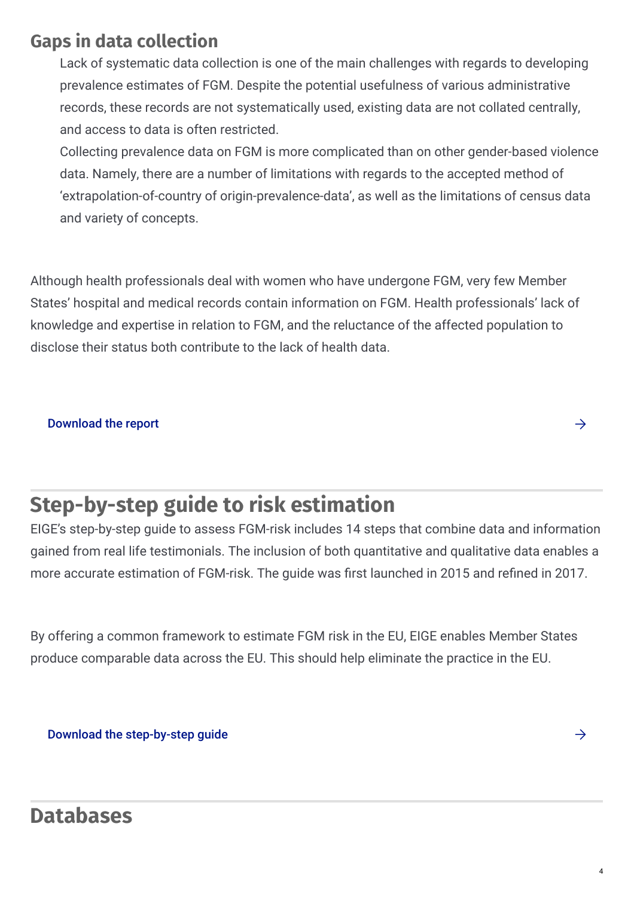## Gaps in data collection

Lack of systematic data collection is one of the main challenges with regards to developing prevalence estimates of FGM. Despite the potential usefulness of various administrative records, these records are not systematically used, existing data are not collated centrally, and access to data is often restricted.

Collecting prevalence data on FGM is more complicated than on other gender-based violence data. Namely, there are a number of limitations with regards to the accepted method of 'extrapolation-of-country of origin-prevalence-data', as well as the limitations of census data and variety of concepts.

Although health professionals deal with women who have undergone FGM, very few Member States' hospital and medical records contain information on FGM. Health professionals' lack of knowledge and expertise in relation to FGM, and the reluctance of the affected population to disclose their status both contribute to the lack of health data.

Download the report →

## Step-by-step guide to risk estimation

EIGE's step-by-step guide to assess FGM-risk includes 14 steps that combine data and information gained from real life testimonials. The inclusion of both quantitative and qualitative data enables a more accurate estimation of FGM-risk. The guide was first launched in 2015 and refined in 2017.

By offering a common framework to estimate FGM risk in the EU, EIGE enables Member States produce comparable data across the EU. This should help eliminate the practice in the EU.

Download the step-by-step guide →

## Databases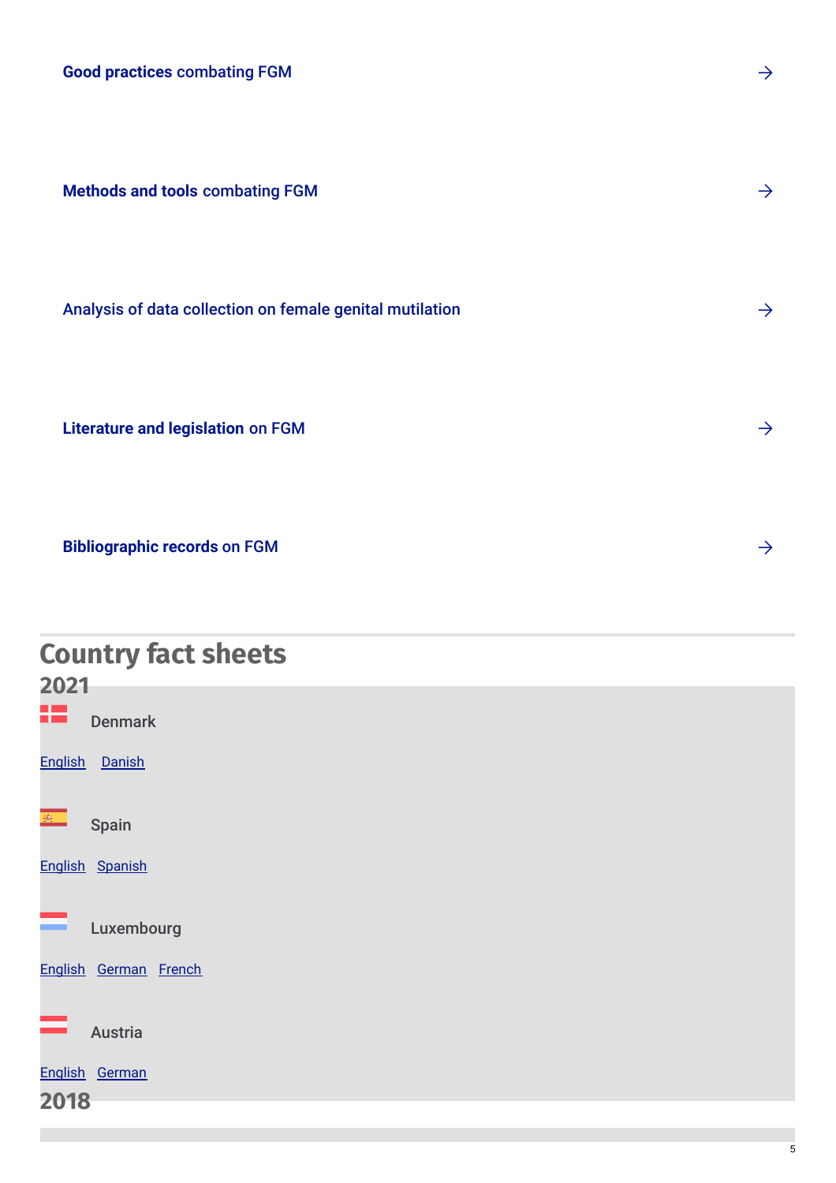**Good practices** combating FGM

**Methods and tools** combating FGM

Analysis of data collection on female genital mutilation

**Literature and legislation** on FGM

**Bibliographic records** on FGM

## Country fact sheets

### 2021

Denmark

English Danish

Spain

English Spanish

Luxembourg

English German French

Austria

English German

### 2018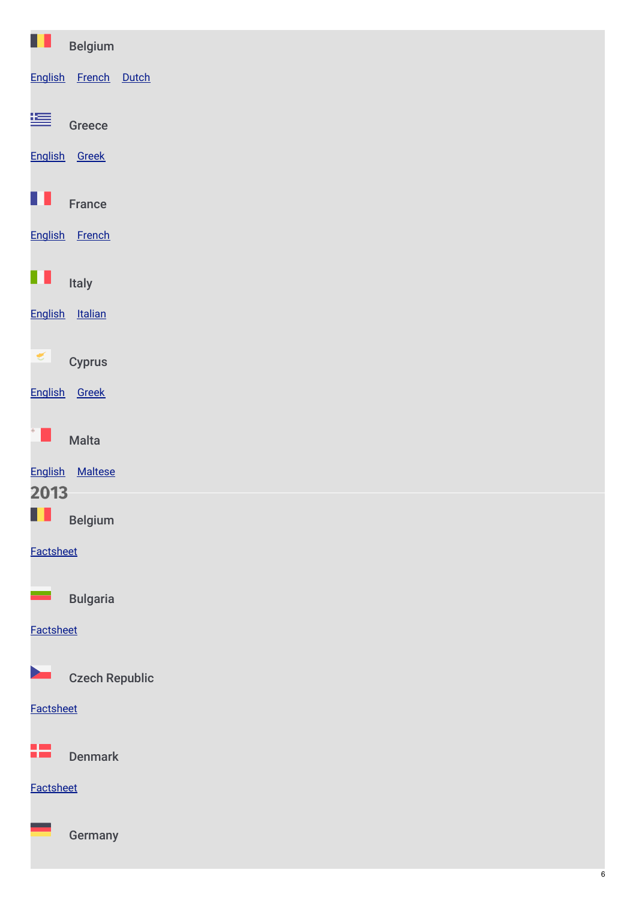### Belgium

English French Dutch

### Greece

English Greek

### France

English French

### Italy

English Italian

### Cyprus

English Greek

### Malta

English Maltese

## 2013

### Belgium

Factsheet

### Bulgaria

Factsheet

### Czech Republic

Factsheet

### Denmark

Factsheet

### Germany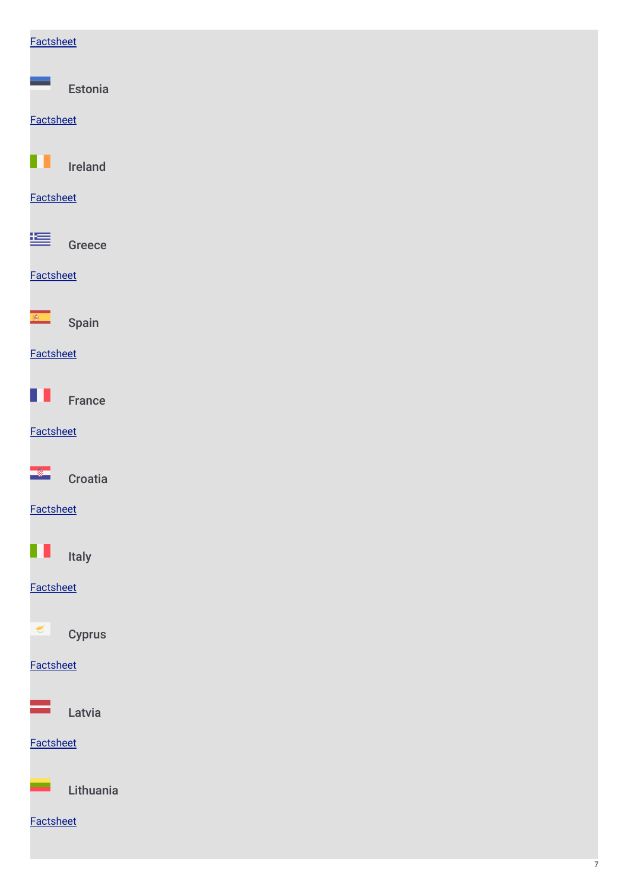Factsheet

Estonia

Factsheet

Ireland

Factsheet

Greece

Factsheet

Spain

Factsheet

France

Factsheet

Croatia

Factsheet

Italy

Factsheet

Cyprus

Factsheet

Latvia

Factsheet

Lithuania

Factsheet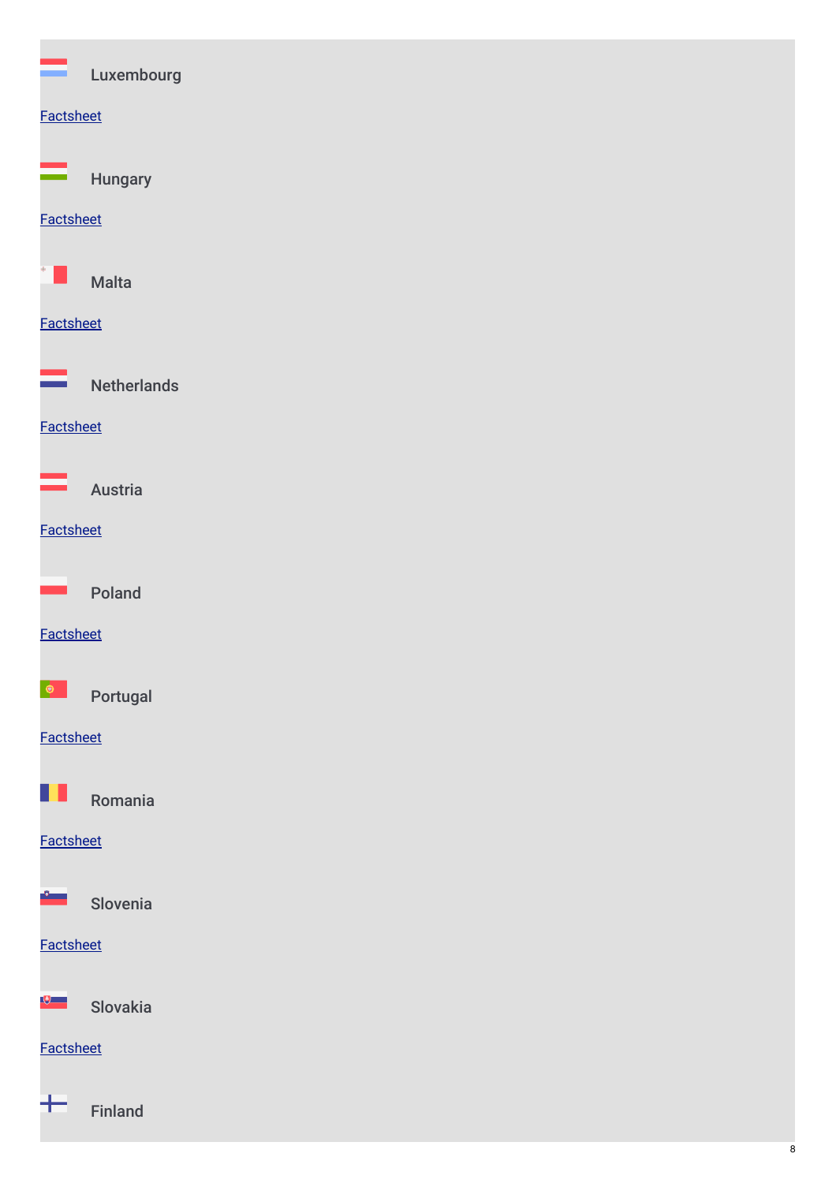### Luxembourg

Factsheet

### Hungary

Factsheet

### Malta

Factsheet

### Netherlands

Factsheet

### Austria

Factsheet

### Poland

Factsheet

### Portugal

Factsheet

### Romania

Factsheet

### Slovenia

Factsheet

### Slovakia

Factsheet

### Finland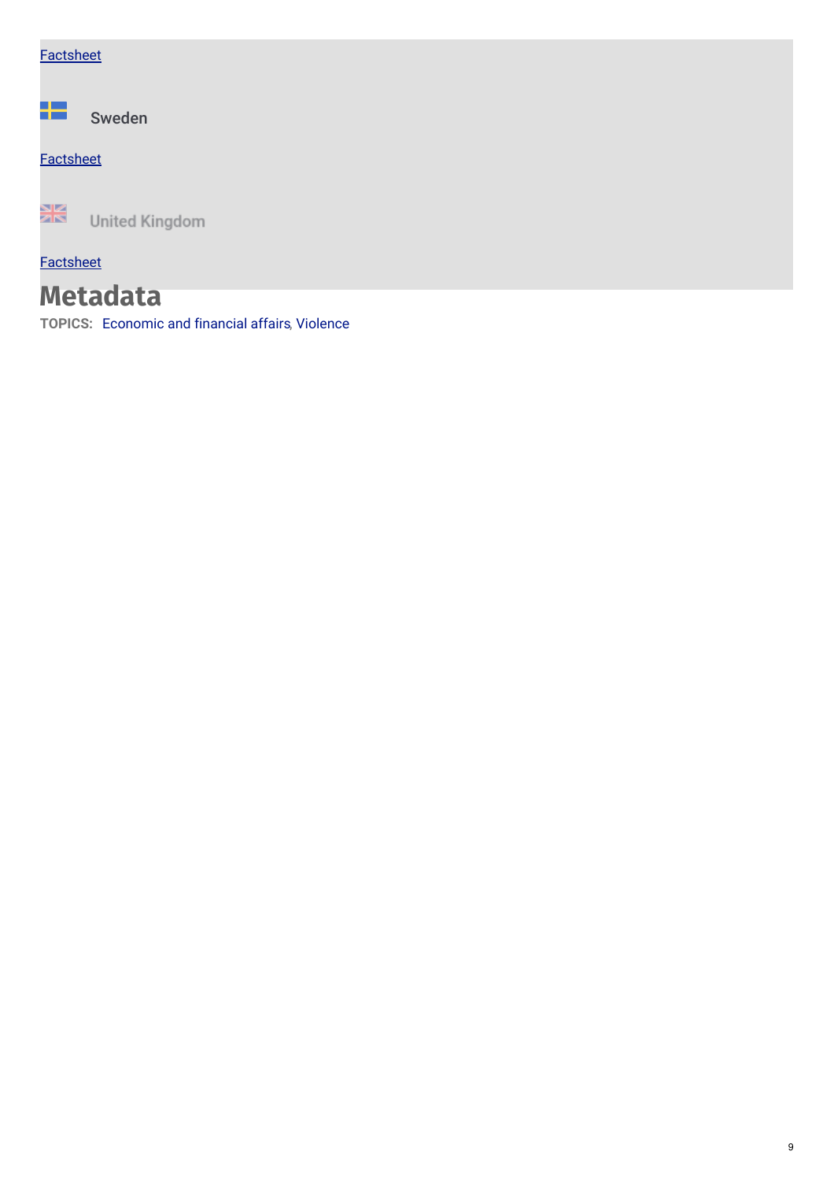Factsheet

Sweden

Factsheet

United Kingdom

Factsheet

# Metadata

**TOPICS:** Economic and financial affairs, Violence